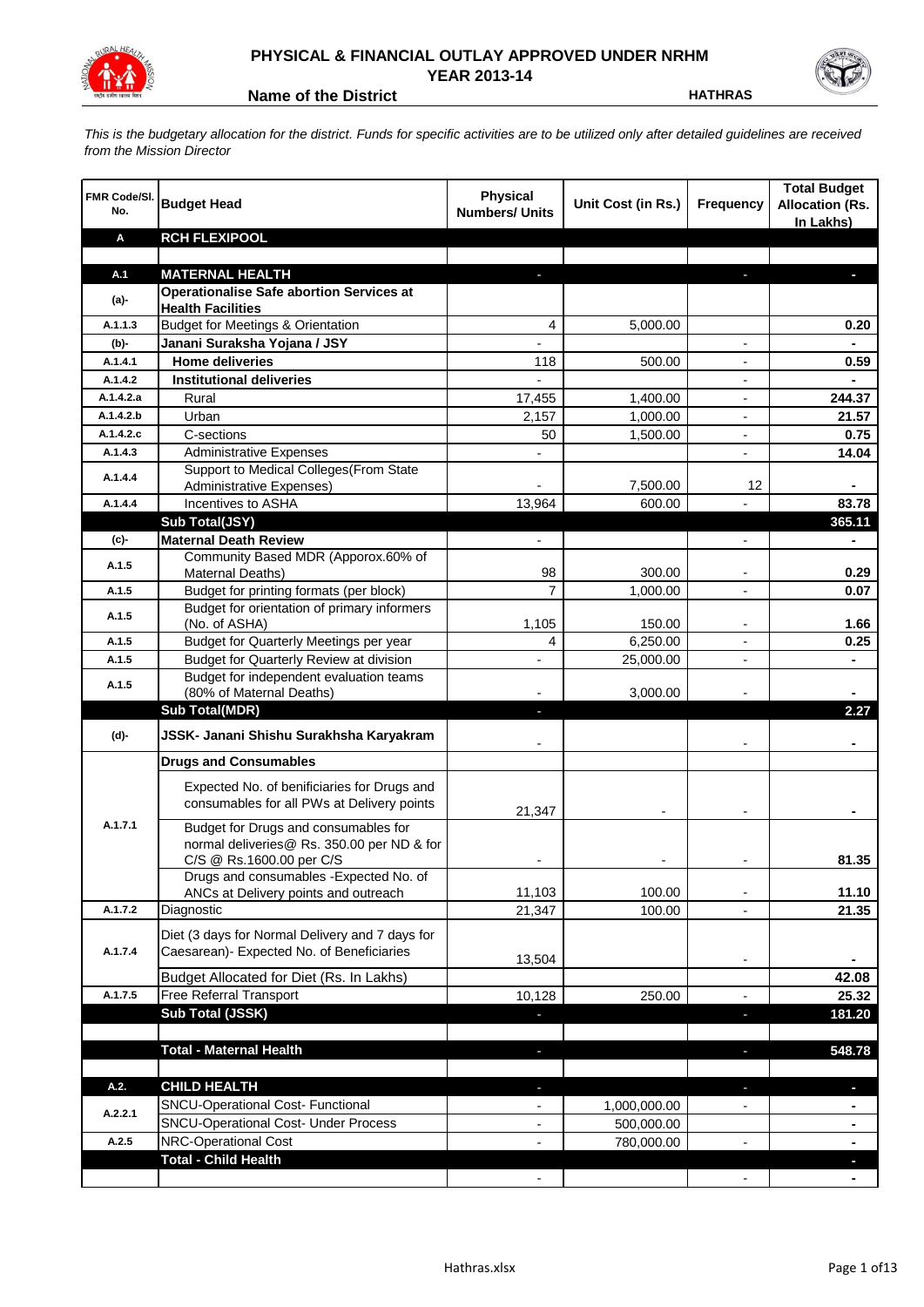# PHYSICAL & FINANCIAL OUTLAY APPROVED UNDER NRHM
## YEAR 2013-14

**Name of the District** HATHRAS

*This is the budgetary allocation for the district. Funds for specific activities are to be utilized only after detailed guidelines are received from the Mission Director*

| FMR Code/Sl. No. | Budget Head | Physical Numbers/ Units | Unit Cost (in Rs.) | Frequency | Total Budget Allocation (Rs. In Lakhs) |
|---|---|---|---|---|---|
| **A** | **RCH FLEXIPOOL** | | | | |
| | | | | | |
| **A.1** | **MATERNAL HEALTH** | - | | - | - |
| **(a)-** | **Operationalise Safe abortion Services at Health Facilities** | | | | |
| A.1.1.3 | Budget for Meetings & Orientation | 4 | 5,000.00 | | 0.20 |
| **(b)-** | **Janani Suraksha Yojana / JSY** | - | | - | - |
| A.1.4.1 | **Home deliveries** | 118 | 500.00 | - | 0.59 |
| A.1.4.2 | **Institutional deliveries** | - | | - | - |
| A.1.4.2.a | Rural | 17,455 | 1,400.00 | - | 244.37 |
| A.1.4.2.b | Urban | 2,157 | 1,000.00 | - | 21.57 |
| A.1.4.2.c | C-sections | 50 | 1,500.00 | - | 0.75 |
| A.1.4.3 | Administrative Expenses | - | | - | 14.04 |
| A.1.4.4 | Support to Medical Colleges(From State Administrative Expenses) | - | 7,500.00 | 12 | - |
| A.1.4.4 | Incentives to ASHA | 13,964 | 600.00 | - | 83.78 |
| | **Sub Total(JSY)** | | | | **365.11** |
| **(c)-** | **Maternal Death Review** | - | | - | - |
| A.1.5 | Community Based MDR (Apporox.60% of Maternal Deaths) | 98 | 300.00 | - | 0.29 |
| A.1.5 | Budget for printing formats (per block) | 7 | 1,000.00 | - | 0.07 |
| A.1.5 | Budget for orientation of primary informers (No. of ASHA) | 1,105 | 150.00 | - | 1.66 |
| A.1.5 | Budget for Quarterly Meetings per year | 4 | 6,250.00 | - | 0.25 |
| A.1.5 | Budget for Quarterly Review at division | - | 25,000.00 | - | - |
| A.1.5 | Budget for independent evaluation teams (80% of Maternal Deaths) | - | 3,000.00 | - | - |
| | **Sub Total(MDR)** | - | | | **2.27** |
| **(d)-** | **JSSK- Janani Shishu Surakhsha Karyakram** | - | | - | - |
| | **Drugs and Consumables** | | | | |
| A.1.7.1 | Expected No. of benificiaries for Drugs and consumables for all PWs at Delivery points | 21,347 | - | - | - |
| | Budget for Drugs and consumables for normal deliveries@ Rs. 350.00 per ND & for C/S @ Rs.1600.00 per C/S | - | - | - | 81.35 |
| | Drugs and consumables -Expected No. of ANCs at Delivery points and outreach | 11,103 | 100.00 | - | 11.10 |
| A.1.7.2 | Diagnostic | 21,347 | 100.00 | - | 21.35 |
| A.1.7.4 | Diet (3 days for Normal Delivery and 7 days for Caesarean)- Expected No. of Beneficiaries | 13,504 | | - | - |
| | Budget Allocated for Diet (Rs. In Lakhs) | | | | 42.08 |
| A.1.7.5 | Free Referral Transport | 10,128 | 250.00 | - | 25.32 |
| | **Sub Total (JSSK)** | - | | - | **181.20** |
| | | | | | |
| | **Total - Maternal Health** | - | | - | **548.78** |
| | | | | | |
| **A.2.** | **CHILD HEALTH** | - | | - | - |
| A.2.2.1 | SNCU-Operational Cost- Functional | - | 1,000,000.00 | - | - |
| | SNCU-Operational Cost- Under Process | - | 500,000.00 | | - |
| A.2.5 | NRC-Operational Cost | - | 780,000.00 | - | - |
| | **Total - Child Health** | | | | - |
| | | - | | - | - |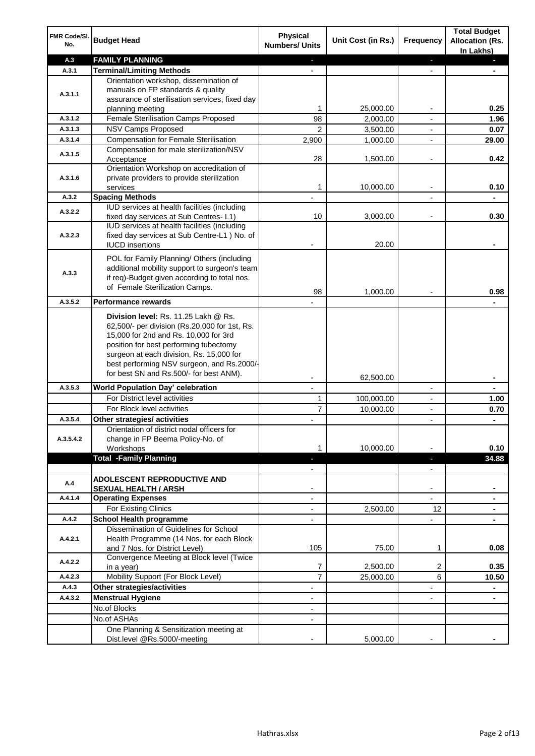| FMR Code/Sl. No. | Budget Head | Physical Numbers/ Units | Unit Cost (in Rs.) | Frequency | Total Budget Allocation (Rs. In Lakhs) |
|---|---|---|---|---|---|
| A.3 | **FAMILY PLANNING** | - | | - | - |
| A.3.1 | **Terminal/Limiting Methods** | - | | - | - |
| A.3.1.1 | Orientation workshop, dissemination of manuals on FP standards & quality assurance of sterilisation services, fixed day planning meeting | 1 | 25,000.00 | - | **0.25** |
| A.3.1.2 | Female Sterilisation Camps Proposed | 98 | 2,000.00 | - | **1.96** |
| A.3.1.3 | NSV Camps Proposed | 2 | 3,500.00 | - | **0.07** |
| A.3.1.4 | Compensation for Female Sterilisation | 2,900 | 1,000.00 | - | **29.00** |
| A.3.1.5 | Compensation for male sterilization/NSV Acceptance | 28 | 1,500.00 | - | **0.42** |
| A.3.1.6 | Orientation Workshop on accreditation of private providers to provide sterilization services | 1 | 10,000.00 | - | **0.10** |
| A.3.2 | **Spacing Methods** | - | | - | - |
| A.3.2.2 | IUD services at health facilities (including fixed day services at Sub Centres- L1) | 10 | 3,000.00 | - | **0.30** |
| A.3.2.3 | IUD services at health facilities (including fixed day services at Sub Centre-L1 ) No. of IUCD insertions | - | 20.00 | | - |
| A.3.3 | POL for Family Planning/ Others (including additional mobility support to surgeon's team if req)-Budget given according to total nos. of Female Sterilization Camps. | 98 | 1,000.00 | - | **0.98** |
| A.3.5.2 | **Performance rewards** | - | | | - |
| | **Division level:** Rs. 11.25 Lakh @ Rs. 62,500/- per division (Rs.20,000 for 1st, Rs. 15,000 for 2nd and Rs. 10,000 for 3rd position for best performing tubectomy surgeon at each division, Rs. 15,000 for best performing NSV surgeon, and Rs.2000/- for best SN and Rs.500/- for best ANM). | - | 62,500.00 | | - |
| A.3.5.3 | **World Population Day' celebration** | - | | - | - |
| | For District level activities | 1 | 100,000.00 | - | **1.00** |
| | For Block level activities | 7 | 10,000.00 | - | **0.70** |
| A.3.5.4 | **Other strategies/ activities** | - | | - | - |
| A.3.5.4.2 | Orientation of district nodal officers for change in FP Beema Policy-No. of Workshops | 1 | 10,000.00 | - | **0.10** |
| | **Total -Family Planning** | - | | - | **34.88** |
| | | - | | - | |
| A.4 | **ADOLESCENT REPRODUCTIVE AND SEXUAL HEALTH / ARSH** | - | | - | - |
| A.4.1.4 | **Operating Expenses** | - | | - | - |
| | For Existing Clinics | - | 2,500.00 | 12 | - |
| A.4.2 | **School Health programme** | - | | - | - |
| A.4.2.1 | Dissemination of Guidelines for School Health Programme (14 Nos. for each Block and 7 Nos. for District Level) | 105 | 75.00 | 1 | **0.08** |
| A.4.2.2 | Convergence Meeting at Block level (Twice in a year) | 7 | 2,500.00 | 2 | **0.35** |
| A.4.2.3 | Mobility Support (For Block Level) | 7 | 25,000.00 | 6 | **10.50** |
| A.4.3 | **Other strategies/activities** | - | | - | - |
| A.4.3.2 | **Menstrual Hygiene** | - | | - | - |
| | No.of Blocks | - | | | |
| | No.of ASHAs | - | | | |
| | One Planning & Sensitization meeting at Dist.level @Rs.5000/-meeting | - | 5,000.00 | - | - |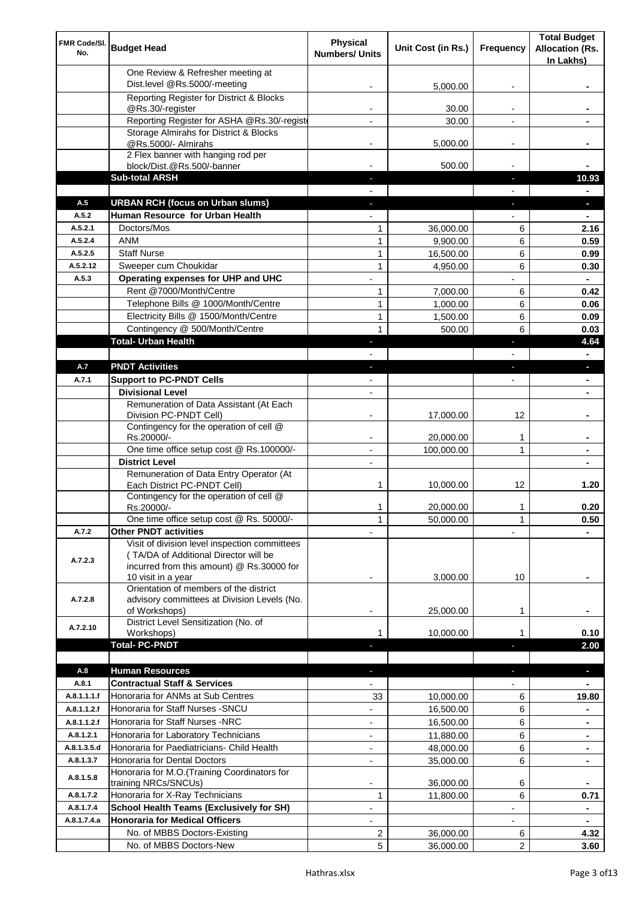| FMR Code/Sl. No. | Budget Head | Physical Numbers/ Units | Unit Cost (in Rs.) | Frequency | Total Budget Allocation (Rs. In Lakhs) |
|---|---|---|---|---|---|
| | One Review & Refresher meeting at Dist.level @Rs.5000/-meeting | - | 5,000.00 | - | - |
| | Reporting Register for District & Blocks @Rs.30/-register | - | 30.00 | - | - |
| | Reporting Register for ASHA @Rs.30/-regist | - | 30.00 | - | - |
| | Storage Almirahs for District & Blocks @Rs.5000/- Almirahs | - | 5,000.00 | - | - |
| | 2 Flex banner with hanging rod per block/Dist.@Rs.500/-banner | - | 500.00 | - | - |
| | **Sub-total ARSH** | - | | - | **10.93** |
| | | - | | - | - |
| **A.5** | **URBAN RCH (focus on Urban slums)** | - | | - | - |
| **A.5.2** | **Human Resource for Urban Health** | - | | - | - |
| A.5.2.1 | Doctors/Mos | 1 | 36,000.00 | 6 | **2.16** |
| A.5.2.4 | ANM | 1 | 9,900.00 | 6 | **0.59** |
| A.5.2.5 | Staff Nurse | 1 | 16,500.00 | 6 | **0.99** |
| A.5.2.12 | Sweeper cum Choukidar | 1 | 4,950.00 | 6 | **0.30** |
| **A.5.3** | **Operating expenses for UHP and UHC** | - | | - | - |
| | Rent @7000/Month/Centre | 1 | 7,000.00 | 6 | **0.42** |
| | Telephone Bills @ 1000/Month/Centre | 1 | 1,000.00 | 6 | **0.06** |
| | Electricity Bills @ 1500/Month/Centre | 1 | 1,500.00 | 6 | **0.09** |
| | Contingency @ 500/Month/Centre | 1 | 500.00 | 6 | **0.03** |
| | **Total- Urban Health** | - | | - | **4.64** |
| | | - | | - | - |
| **A.7** | **PNDT Activities** | - | | - | - |
| **A.7.1** | **Support to PC-PNDT Cells** | - | | - | - |
| | **Divisional Level** | - | | | - |
| | Remuneration of Data Assistant (At Each Division PC-PNDT Cell) | - | 17,000.00 | 12 | - |
| | Contingency for the operation of cell @ Rs.20000/- | - | 20,000.00 | 1 | - |
| | One time office setup cost @ Rs.100000/- | - | 100,000.00 | 1 | - |
| | **District Level** | - | | | - |
| | Remuneration of Data Entry Operator (At Each District PC-PNDT Cell) | 1 | 10,000.00 | 12 | **1.20** |
| | Contingency for the operation of cell @ Rs.20000/- | 1 | 20,000.00 | 1 | **0.20** |
| | One time office setup cost @ Rs. 50000/- | 1 | 50,000.00 | 1 | **0.50** |
| **A.7.2** | **Other PNDT activities** | - | | - | - |
| A.7.2.3 | Visit of division level inspection committees ( TA/DA of Additional Director will be incurred from this amount) @ Rs.30000 for 10 visit in a year | - | 3,000.00 | 10 | - |
| A.7.2.8 | Orientation of members of the district advisory committees at Division Levels (No. of Workshops) | - | 25,000.00 | 1 | - |
| A.7.2.10 | District Level Sensitization (No. of Workshops) | 1 | 10,000.00 | 1 | **0.10** |
| | **Total- PC-PNDT** | - | | - | **2.00** |
| | | | | | |
| **A.8** | **Human Resources** | - | | - | - |
| **A.8.1** | **Contractual Staff & Services** | - | | - | - |
| A.8.1.1.1.f | Honoraria for ANMs at Sub Centres | 33 | 10,000.00 | 6 | **19.80** |
| A.8.1.1.2.f | Honoraria for Staff Nurses -SNCU | - | 16,500.00 | 6 | - |
| A.8.1.1.2.f | Honoraria for Staff Nurses -NRC | - | 16,500.00 | 6 | - |
| A.8.1.2.1 | Honoraria for Laboratory Technicians | - | 11,880.00 | 6 | - |
| A.8.1.3.5.d | Honoraria for Paediatricians- Child Health | - | 48,000.00 | 6 | - |
| A.8.1.3.7 | Honoraria for Dental Doctors | - | 35,000.00 | 6 | - |
| A.8.1.5.8 | Honoraria for M.O.(Training Coordinators for training NRCs/SNCUs) | - | 36,000.00 | 6 | - |
| A.8.1.7.2 | Honoraria for X-Ray Technicians | 1 | 11,800.00 | 6 | **0.71** |
| A.8.1.7.4 | **School Health Teams (Exclusively for SH)** | - | | - | - |
| A.8.1.7.4.a | **Honoraria for Medical Officers** | - | | - | - |
| | No. of MBBS Doctors-Existing | 2 | 36,000.00 | 6 | **4.32** |
| | No. of MBBS Doctors-New | 5 | 36,000.00 | 2 | **3.60** |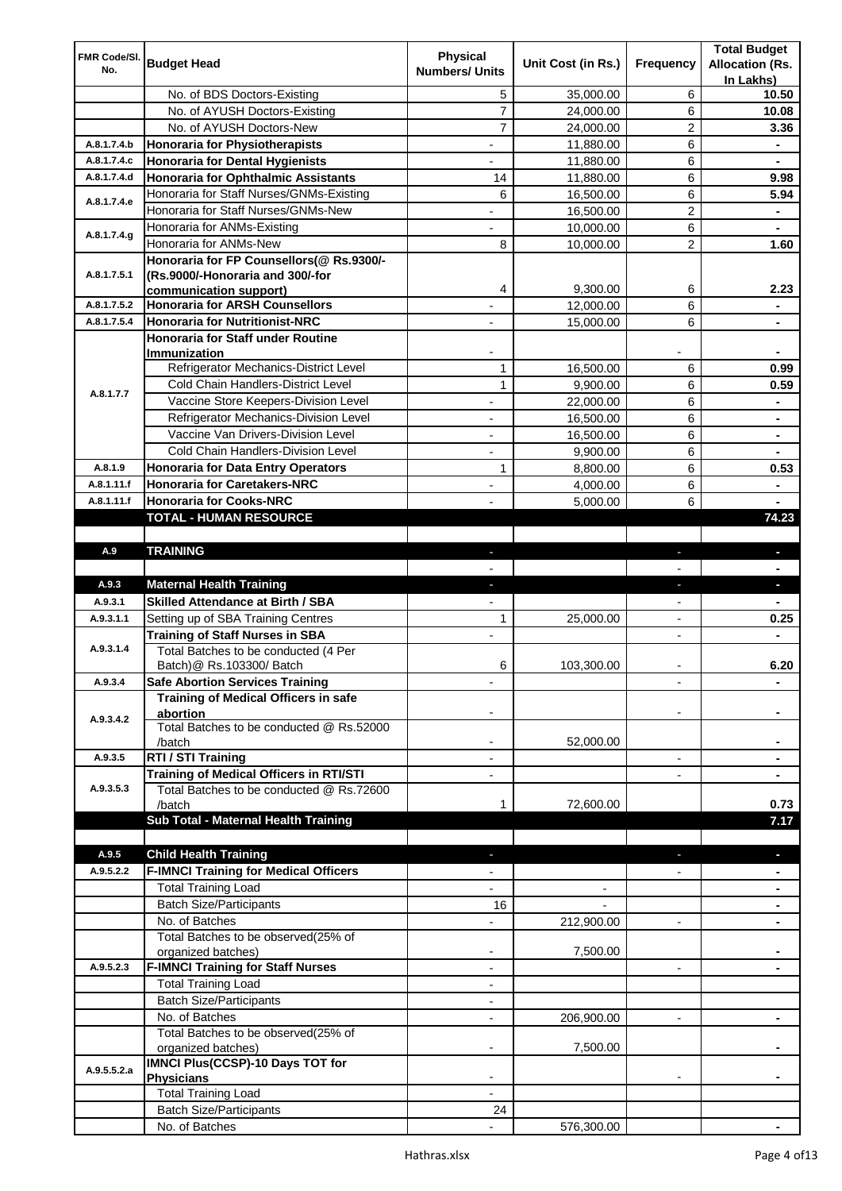| FMR Code/Sl. No. | Budget Head | Physical Numbers/ Units | Unit Cost (in Rs.) | Frequency | Total Budget Allocation (Rs. In Lakhs) |
|---|---|---|---|---|---|
| | No. of BDS Doctors-Existing | 5 | 35,000.00 | 6 | **10.50** |
| | No. of AYUSH Doctors-Existing | 7 | 24,000.00 | 6 | **10.08** |
| | No. of AYUSH Doctors-New | 7 | 24,000.00 | 2 | **3.36** |
| A.8.1.7.4.b | **Honoraria for Physiotherapists** | - | 11,880.00 | 6 | **-** |
| A.8.1.7.4.c | **Honoraria for Dental Hygienists** | - | 11,880.00 | 6 | **-** |
| A.8.1.7.4.d | **Honoraria for Ophthalmic Assistants** | 14 | 11,880.00 | 6 | **9.98** |
| A.8.1.7.4.e | Honoraria for Staff Nurses/GNMs-Existing | 6 | 16,500.00 | 6 | **5.94** |
| | Honoraria for Staff Nurses/GNMs-New | - | 16,500.00 | 2 | **-** |
| A.8.1.7.4.g | Honoraria for ANMs-Existing | - | 10,000.00 | 6 | **-** |
| | Honoraria for ANMs-New | 8 | 10,000.00 | 2 | **1.60** |
| A.8.1.7.5.1 | **Honoraria for FP Counsellors(@ Rs.9300/- (Rs.9000/-Honoraria and 300/-for communication support)** | 4 | 9,300.00 | 6 | **2.23** |
| A.8.1.7.5.2 | **Honoraria for ARSH Counsellors** | - | 12,000.00 | 6 | **-** |
| A.8.1.7.5.4 | **Honoraria for Nutritionist-NRC** | - | 15,000.00 | 6 | **-** |
| A.8.1.7.7 | **Honoraria for Staff under Routine Immunization** | - | | - | **-** |
| | Refrigerator Mechanics-District Level | 1 | 16,500.00 | 6 | **0.99** |
| | Cold Chain Handlers-District Level | 1 | 9,900.00 | 6 | **0.59** |
| | Vaccine Store Keepers-Division Level | - | 22,000.00 | 6 | **-** |
| | Refrigerator Mechanics-Division Level | - | 16,500.00 | 6 | **-** |
| | Vaccine Van Drivers-Division Level | - | 16,500.00 | 6 | **-** |
| | Cold Chain Handlers-Division Level | - | 9,900.00 | 6 | **-** |
| A.8.1.9 | **Honoraria for Data Entry Operators** | 1 | 8,800.00 | 6 | **0.53** |
| A.8.1.11.f | **Honoraria for Caretakers-NRC** | - | 4,000.00 | 6 | **-** |
| A.8.1.11.f | **Honoraria for Cooks-NRC** | - | 5,000.00 | 6 | **-** |
| | **TOTAL - HUMAN RESOURCE** | | | | **74.23** |
| | | | | | |
| A.9 | **TRAINING** | - | | - | **-** |
| | | - | | - | **-** |
| A.9.3 | **Maternal Health Training** | - | | - | **-** |
| A.9.3.1 | **Skilled Attendance at Birth / SBA** | - | | - | **-** |
| A.9.3.1.1 | Setting up of SBA Training Centres | 1 | 25,000.00 | - | **0.25** |
| A.9.3.1.4 | **Training of Staff Nurses in SBA** | - | | - | **-** |
| | Total Batches to be conducted (4 Per Batch)@ Rs.103300/ Batch | 6 | 103,300.00 | - | **6.20** |
| A.9.3.4 | **Safe Abortion Services Training** | - | | - | **-** |
| A.9.3.4.2 | **Training of Medical Officers in safe abortion** | - | | - | **-** |
| | Total Batches to be conducted @ Rs.52000 /batch | - | 52,000.00 | | **-** |
| A.9.3.5 | **RTI / STI Training** | - | | - | **-** |
| A.9.3.5.3 | **Training of Medical Officers in RTI/STI** | - | | - | **-** |
| | Total Batches to be conducted @ Rs.72600 /batch | 1 | 72,600.00 | | **0.73** |
| | **Sub Total - Maternal Health Training** | | | | **7.17** |
| | | | | | |
| A.9.5 | **Child Health Training** | - | | - | **-** |
| A.9.5.2.2 | **F-IMNCI Training for Medical Officers** | - | | - | **-** |
| | Total Training Load | - | - | | **-** |
| | Batch Size/Participants | 16 | - | | **-** |
| | No. of Batches | - | 212,900.00 | - | **-** |
| | Total Batches to be observed(25% of organized batches) | - | 7,500.00 | | **-** |
| A.9.5.2.3 | **F-IMNCI Training for Staff Nurses** | - | | - | **-** |
| | Total Training Load | - | | | |
| | Batch Size/Participants | - | | | |
| | No. of Batches | - | 206,900.00 | - | **-** |
| | Total Batches to be observed(25% of organized batches) | - | 7,500.00 | | **-** |
| A.9.5.5.2.a | **IMNCI Plus(CCSP)-10 Days TOT for Physicians** | - | | - | **-** |
| | Total Training Load | - | | | |
| | Batch Size/Participants | 24 | | | |
| | No. of Batches | - | 576,300.00 | | **-** |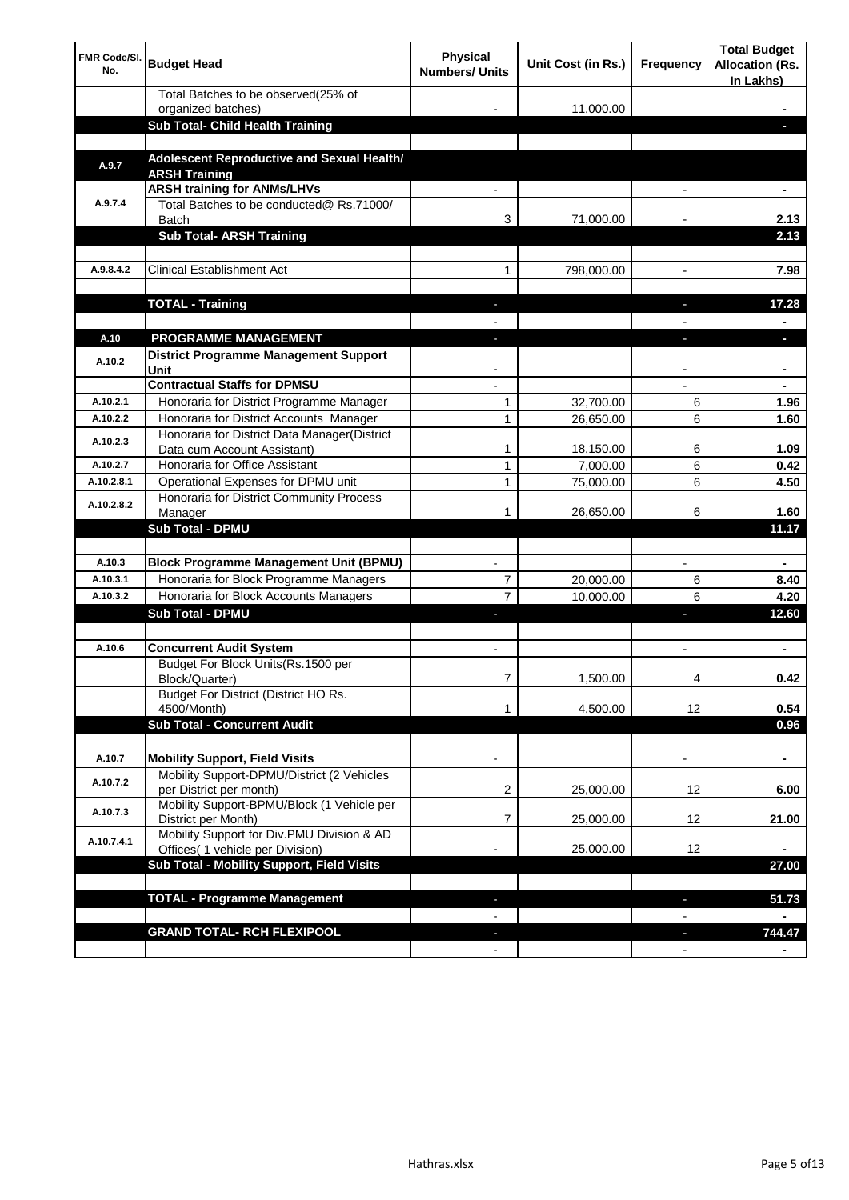| FMR Code/Sl. No. | Budget Head | Physical Numbers/ Units | Unit Cost (in Rs.) | Frequency | Total Budget Allocation (Rs. In Lakhs) |
|---|---|---|---|---|---|
| | Total Batches to be observed(25% of organized batches) | - | 11,000.00 | | - |
| | **Sub Total- Child Health Training** | | | | - |
| | | | | | |
| A.9.7 | **Adolescent Reproductive and Sexual Health/ ARSH Training** | | | | |
| A.9.7.4 | **ARSH training for ANMs/LHVs** | - | | - | - |
| | Total Batches to be conducted@ Rs.71000/ Batch | 3 | 71,000.00 | - | 2.13 |
| | **Sub Total- ARSH Training** | | | | 2.13 |
| | | | | | |
| A.9.8.4.2 | Clinical Establishment Act | 1 | 798,000.00 | - | 7.98 |
| | | | | | |
| | **TOTAL - Training** | - | | - | 17.28 |
| | | - | | - | - |
| A.10 | **PROGRAMME MANAGEMENT** | - | | - | - |
| A.10.2 | **District Programme Management Support Unit** | - | | - | - |
| | **Contractual Staffs for DPMSU** | - | | - | - |
| A.10.2.1 | Honoraria for District Programme Manager | 1 | 32,700.00 | 6 | 1.96 |
| A.10.2.2 | Honoraria for District Accounts Manager | 1 | 26,650.00 | 6 | 1.60 |
| A.10.2.3 | Honoraria for District Data Manager(District Data cum Account Assistant) | 1 | 18,150.00 | 6 | 1.09 |
| A.10.2.7 | Honoraria for Office Assistant | 1 | 7,000.00 | 6 | 0.42 |
| A.10.2.8.1 | Operational Expenses for DPMU unit | 1 | 75,000.00 | 6 | 4.50 |
| A.10.2.8.2 | Honoraria for District Community Process Manager | 1 | 26,650.00 | 6 | 1.60 |
| | **Sub Total - DPMU** | | | | 11.17 |
| | | | | | |
| A.10.3 | **Block Programme Management Unit (BPMU)** | - | | - | - |
| A.10.3.1 | Honoraria for Block Programme Managers | 7 | 20,000.00 | 6 | 8.40 |
| A.10.3.2 | Honoraria for Block Accounts Managers | 7 | 10,000.00 | 6 | 4.20 |
| | **Sub Total - DPMU** | - | | - | 12.60 |
| | | | | | |
| A.10.6 | **Concurrent Audit System** | - | | - | - |
| | Budget For Block Units(Rs.1500 per Block/Quarter) | 7 | 1,500.00 | 4 | 0.42 |
| | Budget For District (District HO Rs. 4500/Month) | 1 | 4,500.00 | 12 | 0.54 |
| | **Sub Total - Concurrent Audit** | | | | 0.96 |
| | | | | | |
| A.10.7 | **Mobility Support, Field Visits** | - | | - | - |
| A.10.7.2 | Mobility Support-DPMU/District (2 Vehicles per District per month) | 2 | 25,000.00 | 12 | 6.00 |
| A.10.7.3 | Mobility Support-BPMU/Block (1 Vehicle per District per Month) | 7 | 25,000.00 | 12 | 21.00 |
| A.10.7.4.1 | Mobility Support for Div.PMU Division & AD Offices( 1 vehicle per Division) | - | 25,000.00 | 12 | - |
| | **Sub Total - Mobility Support, Field Visits** | | | | 27.00 |
| | | | | | |
| | **TOTAL - Programme Management** | - | | - | 51.73 |
| | | - | | - | - |
| | **GRAND TOTAL- RCH FLEXIPOOL** | - | | - | 744.47 |
| | | - | | - | - |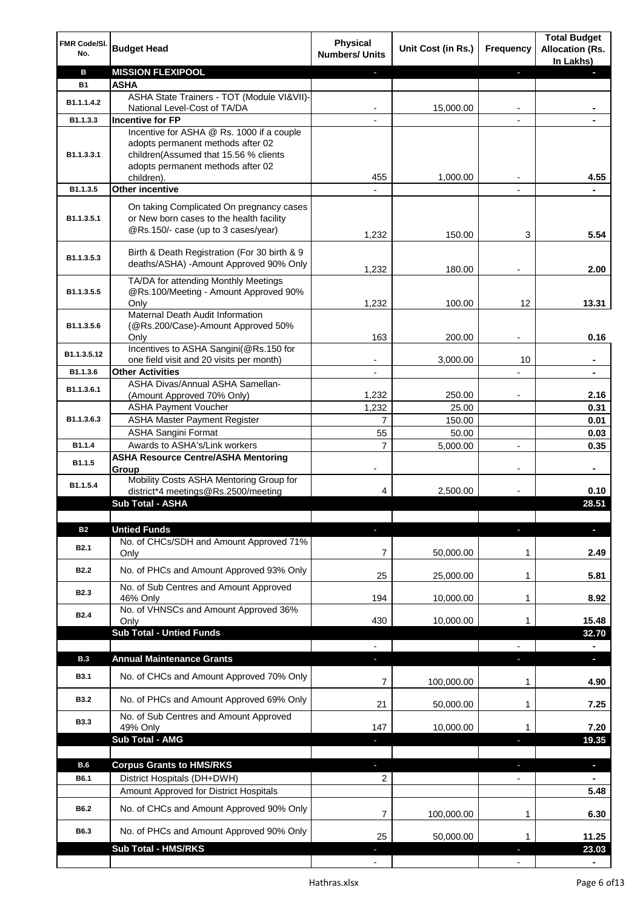| FMR Code/Sl. No. | Budget Head | Physical Numbers/ Units | Unit Cost (in Rs.) | Frequency | Total Budget Allocation (Rs. In Lakhs) |
|---|---|---|---|---|---|
| **B** | **MISSION FLEXIPOOL** | - | | - | - |
| **B1** | **ASHA** | | | | |
| B1.1.1.4.2 | ASHA State Trainers - TOT (Module VI&VII)-National Level-Cost of TA/DA | - | 15,000.00 | - | - |
| B1.1.3.3 | **Incentive for FP** | - | | - | - |
| B1.1.3.3.1 | Incentive for ASHA @ Rs. 1000 if a couple adopts permanent methods after 02 children(Assumed that 15.56 % clients adopts permanent methods after 02 children). | 455 | 1,000.00 | - | 4.55 |
| B1.1.3.5 | **Other incentive** | - | | - | - |
| B1.1.3.5.1 | On taking Complicated On pregnancy cases or New born cases to the health facility @Rs.150/- case (up to 3 cases/year) | 1,232 | 150.00 | 3 | 5.54 |
| B1.1.3.5.3 | Birth & Death Registration (For 30 birth & 9 deaths/ASHA) -Amount Approved 90% Only | 1,232 | 180.00 | - | 2.00 |
| B1.1.3.5.5 | TA/DA for attending Monthly Meetings @Rs.100/Meeting - Amount Approved 90% Only | 1,232 | 100.00 | 12 | 13.31 |
| B1.1.3.5.6 | Maternal Death Audit Information (@Rs.200/Case)-Amount Approved 50% Only | 163 | 200.00 | - | 0.16 |
| B1.1.3.5.12 | Incentives to ASHA Sangini(@Rs.150 for one field visit and 20 visits per month) | - | 3,000.00 | 10 | - |
| B1.1.3.6 | **Other Activities** | - | | - | - |
| B1.1.3.6.1 | ASHA Divas/Annual ASHA Samellan-(Amount Approved 70% Only) | 1,232 | 250.00 | - | 2.16 |
| B1.1.3.6.3 | ASHA Payment Voucher | 1,232 | 25.00 | | 0.31 |
| | ASHA Master Payment Register | 7 | 150.00 | | 0.01 |
| | ASHA Sangini Format | 55 | 50.00 | | 0.03 |
| B1.1.4 | Awards to ASHA's/Link workers | 7 | 5,000.00 | - | 0.35 |
| B1.1.5 | **ASHA Resource Centre/ASHA Mentoring Group** | - | | - | - |
| B1.1.5.4 | Mobility Costs ASHA Mentoring Group for district*4 meetings@Rs.2500/meeting | 4 | 2,500.00 | - | 0.10 |
| | **Sub Total - ASHA** | | | | **28.51** |
| | | | | | |
| **B2** | **Untied Funds** | - | | - | - |
| B2.1 | No. of CHCs/SDH and Amount Approved 71% Only | 7 | 50,000.00 | 1 | 2.49 |
| B2.2 | No. of PHCs and Amount Approved 93% Only | 25 | 25,000.00 | 1 | 5.81 |
| B2.3 | No. of Sub Centres and Amount Approved 46% Only | 194 | 10,000.00 | 1 | 8.92 |
| B2.4 | No. of VHNSCs and Amount Approved 36% Only | 430 | 10,000.00 | 1 | 15.48 |
| | **Sub Total - Untied Funds** | | | | **32.70** |
| | | - | | - | - |
| **B.3** | **Annual Maintenance Grants** | - | | - | - |
| B3.1 | No. of CHCs and Amount Approved 70% Only | 7 | 100,000.00 | 1 | 4.90 |
| B3.2 | No. of PHCs and Amount Approved 69% Only | 21 | 50,000.00 | 1 | 7.25 |
| B3.3 | No. of Sub Centres and Amount Approved 49% Only | 147 | 10,000.00 | 1 | 7.20 |
| | **Sub Total - AMG** | - | | - | **19.35** |
| | | | | | |
| **B.6** | **Corpus Grants to HMS/RKS** | - | | - | - |
| B6.1 | District Hospitals (DH+DWH) | 2 | | - | - |
| | Amount Approved for District Hospitals | | | | 5.48 |
| B6.2 | No. of CHCs and Amount Approved 90% Only | 7 | 100,000.00 | 1 | 6.30 |
| B6.3 | No. of PHCs and Amount Approved 90% Only | 25 | 50,000.00 | 1 | 11.25 |
| | **Sub Total - HMS/RKS** | - | | - | **23.03** |
| | | - | | - | - |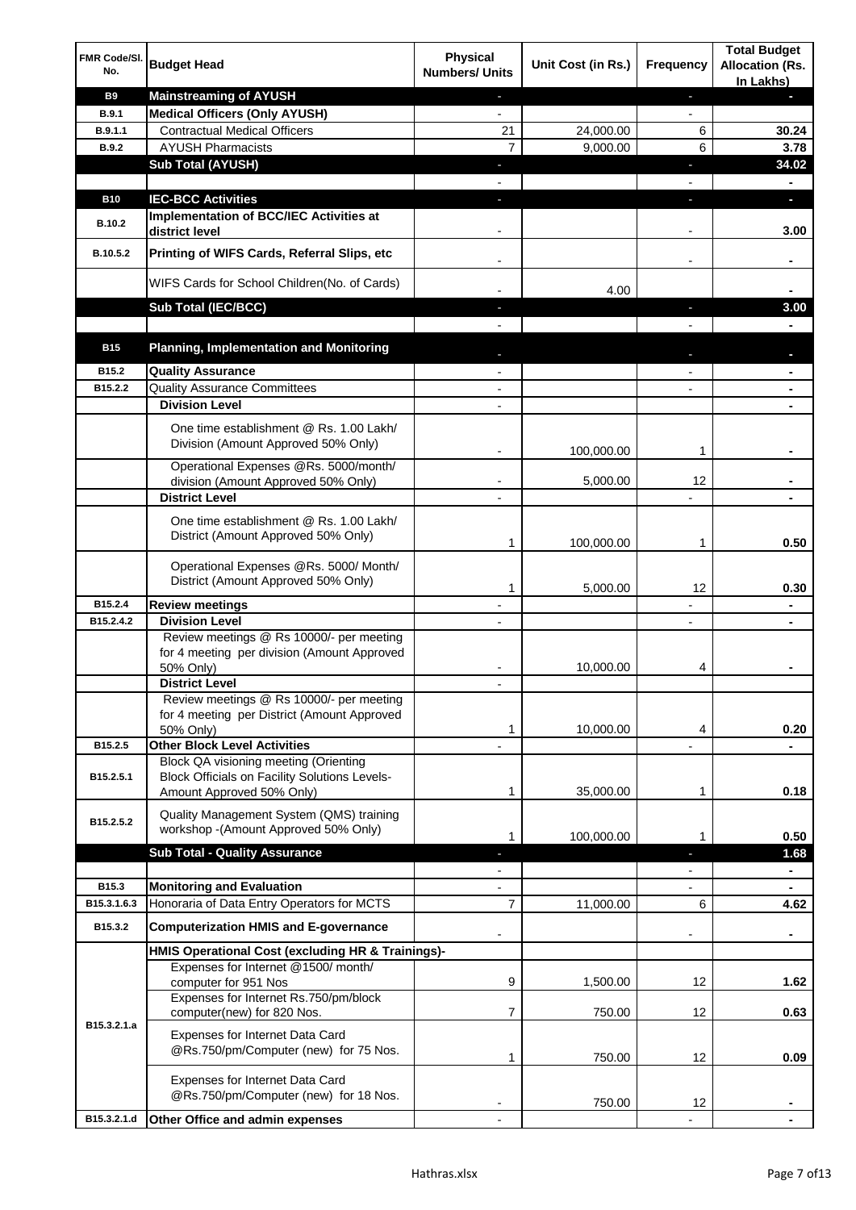| FMR Code/Sl. No. | Budget Head | Physical Numbers/ Units | Unit Cost (in Rs.) | Frequency | Total Budget Allocation (Rs. In Lakhs) |
|---|---|---|---|---|---|
| **B9** | **Mainstreaming of AYUSH** | - | | - | - |
| **B.9.1** | **Medical Officers (Only AYUSH)** | - | | - | |
| **B.9.1.1** | Contractual Medical Officers | 21 | 24,000.00 | 6 | **30.24** |
| **B.9.2** | AYUSH Pharmacists | 7 | 9,000.00 | 6 | **3.78** |
| | **Sub Total (AYUSH)** | - | | - | **34.02** |
| | | - | | - | - |
| **B10** | **IEC-BCC Activities** | - | | - | - |
| **B.10.2** | **Implementation of BCC/IEC Activities at district level** | - | | - | **3.00** |
| **B.10.5.2** | **Printing of WIFS Cards, Referral Slips, etc** | - | | - | - |
| | WIFS Cards for School Children(No. of Cards) | - | 4.00 | | - |
| | **Sub Total (IEC/BCC)** | - | | - | **3.00** |
| | | - | | - | - |
| **B15** | **Planning, Implementation and Monitoring** | - | | - | - |
| **B15.2** | **Quality Assurance** | - | | - | - |
| **B15.2.2** | Quality Assurance Committees | - | | - | - |
| | **Division Level** | - | | | - |
| | One time establishment @ Rs. 1.00 Lakh/ Division (Amount Approved 50% Only) | - | 100,000.00 | 1 | - |
| | Operational Expenses @Rs. 5000/month/ division (Amount Approved 50% Only) | - | 5,000.00 | 12 | - |
| | **District Level** | - | | - | - |
| | One time establishment @ Rs. 1.00 Lakh/ District (Amount Approved 50% Only) | 1 | 100,000.00 | 1 | **0.50** |
| | Operational Expenses @Rs. 5000/ Month/ District (Amount Approved 50% Only) | 1 | 5,000.00 | 12 | **0.30** |
| **B15.2.4** | **Review meetings** | - | | - | - |
| **B15.2.4.2** | **Division Level** | - | | - | - |
| | Review meetings @ Rs 10000/- per meeting for 4 meeting per division (Amount Approved 50% Only) | - | 10,000.00 | 4 | - |
| | **District Level** | - | | | |
| | Review meetings @ Rs 10000/- per meeting for 4 meeting per District (Amount Approved 50% Only) | 1 | 10,000.00 | 4 | **0.20** |
| **B15.2.5** | **Other Block Level Activities** | - | | - | - |
| **B15.2.5.1** | Block QA visioning meeting (Orienting Block Officials on Facility Solutions Levels- Amount Approved 50% Only) | 1 | 35,000.00 | 1 | **0.18** |
| **B15.2.5.2** | Quality Management System (QMS) training workshop -(Amount Approved 50% Only) | 1 | 100,000.00 | 1 | **0.50** |
| | **Sub Total - Quality Assurance** | - | | - | **1.68** |
| | | - | | - | - |
| **B15.3** | **Monitoring and Evaluation** | - | | - | - |
| **B15.3.1.6.3** | Honoraria of Data Entry Operators for MCTS | 7 | 11,000.00 | 6 | **4.62** |
| **B15.3.2** | **Computerization HMIS and E-governance** | - | | - | - |
| | **HMIS Operational Cost (excluding HR & Trainings)-** | | | | |
| **B15.3.2.1.a** | Expenses for Internet @1500/ month/ computer for 951 Nos | 9 | 1,500.00 | 12 | **1.62** |
| | Expenses for Internet Rs.750/pm/block computer(new) for 820 Nos. | 7 | 750.00 | 12 | **0.63** |
| | Expenses for Internet Data Card @Rs.750/pm/Computer (new) for 75 Nos. | 1 | 750.00 | 12 | **0.09** |
| | Expenses for Internet Data Card @Rs.750/pm/Computer (new) for 18 Nos. | - | 750.00 | 12 | - |
| **B15.3.2.1.d** | **Other Office and admin expenses** | - | | - | - |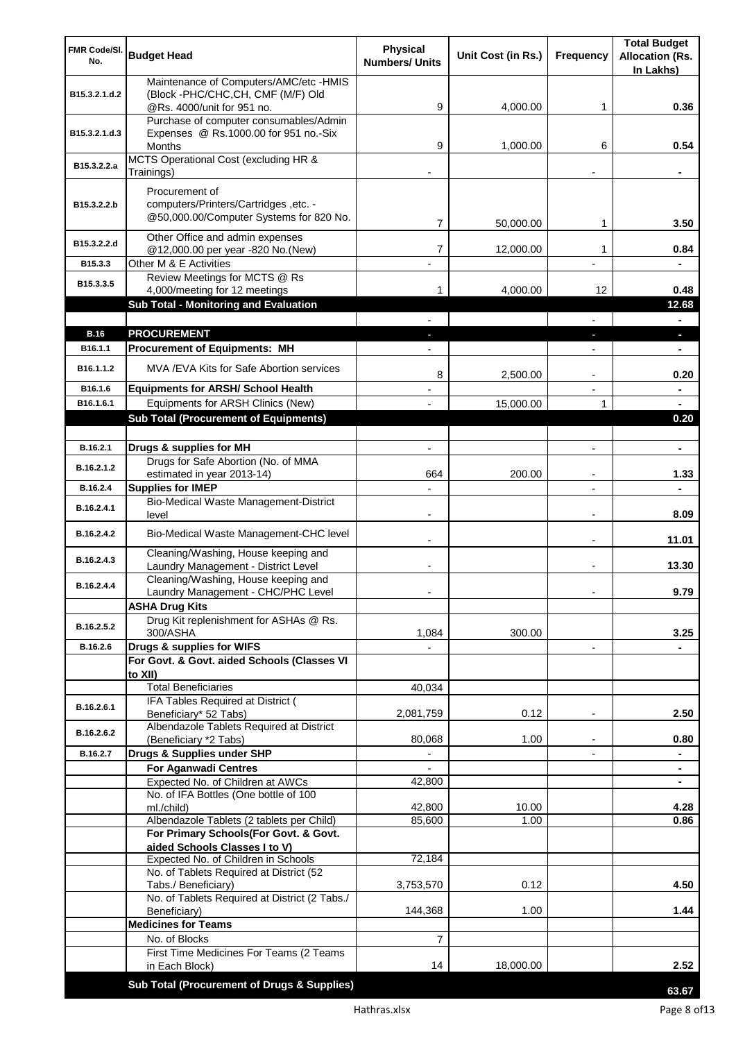| FMR Code/Sl. No. | Budget Head | Physical Numbers/ Units | Unit Cost (in Rs.) | Frequency | Total Budget Allocation (Rs. In Lakhs) |
|---|---|---|---|---|---|
| B15.3.2.1.d.2 | Maintenance of Computers/AMC/etc -HMIS (Block -PHC/CHC,CH, CMF (M/F) Old @Rs. 4000/unit for 951 no. | 9 | 4,000.00 | 1 | 0.36 |
| B15.3.2.1.d.3 | Purchase of computer consumables/Admin Expenses @ Rs.1000.00 for 951 no.-Six Months | 9 | 1,000.00 | 6 | 0.54 |
| B15.3.2.2.a | MCTS Operational Cost (excluding HR & Trainings) | - | | - | - |
| B15.3.2.2.b | Procurement of computers/Printers/Cartridges ,etc. - @50,000.00/Computer Systems for 820 No. | 7 | 50,000.00 | 1 | 3.50 |
| B15.3.2.2.d | Other Office and admin expenses @12,000.00 per year -820 No.(New) | 7 | 12,000.00 | 1 | 0.84 |
| B15.3.3 | Other M & E Activities | - | | - | - |
| B15.3.3.5 | Review Meetings for MCTS @ Rs 4,000/meeting for 12 meetings | 1 | 4,000.00 | 12 | 0.48 |
| | **Sub Total - Monitoring and Evaluation** | | | | **12.68** |
| | | - | | - | - |
| **B.16** | **PROCUREMENT** | - | | - | - |
| B16.1.1 | **Procurement of Equipments: MH** | - | | - | - |
| B16.1.1.2 | MVA /EVA Kits for Safe Abortion services | 8 | 2,500.00 | - | 0.20 |
| B16.1.6 | **Equipments for ARSH/ School Health** | - | | - | - |
| B16.1.6.1 | Equipments for ARSH Clinics (New) | - | 15,000.00 | 1 | - |
| | **Sub Total (Procurement of Equipments)** | | | | **0.20** |
| | | | | | |
| B.16.2.1 | **Drugs & supplies for MH** | - | | - | - |
| B.16.2.1.2 | Drugs for Safe Abortion (No. of MMA estimated in year 2013-14) | 664 | 200.00 | - | 1.33 |
| B.16.2.4 | **Supplies for IMEP** | - | | - | - |
| B.16.2.4.1 | Bio-Medical Waste Management-District level | - | | - | 8.09 |
| B.16.2.4.2 | Bio-Medical Waste Management-CHC level | - | | - | 11.01 |
| B.16.2.4.3 | Cleaning/Washing, House keeping and Laundry Management - District Level | - | | - | 13.30 |
| B.16.2.4.4 | Cleaning/Washing, House keeping and Laundry Management - CHC/PHC Level | - | | - | 9.79 |
| | **ASHA Drug Kits** | | | | |
| B.16.2.5.2 | Drug Kit replenishment for ASHAs @ Rs. 300/ASHA | 1,084 | 300.00 | | 3.25 |
| B.16.2.6 | **Drugs & supplies for WIFS** | - | | - | - |
| | **For Govt. & Govt. aided Schools (Classes VI to XII)** | | | | |
| | Total Beneficiaries | 40,034 | | | |
| B.16.2.6.1 | IFA Tables Required at District ( Beneficiary* 52 Tabs) | 2,081,759 | 0.12 | - | 2.50 |
| B.16.2.6.2 | Albendazole Tablets Required at District (Beneficiary *2 Tabs) | 80,068 | 1.00 | - | 0.80 |
| B.16.2.7 | **Drugs & Supplies under SHP** | - | | - | - |
| | **For Aganwadi Centres** | - | | | - |
| | Expected No. of Children at AWCs | 42,800 | | | - |
| | No. of IFA Bottles (One bottle of 100 ml./child) | 42,800 | 10.00 | | 4.28 |
| | Albendazole Tablets (2 tablets per Child) | 85,600 | 1.00 | | 0.86 |
| | **For Primary Schools(For Govt. & Govt. aided Schools Classes I to V)** | | | | |
| | Expected No. of Children in Schools | 72,184 | | | |
| | No. of Tablets Required at District (52 Tabs./ Beneficiary) | 3,753,570 | 0.12 | | 4.50 |
| | No. of Tablets Required at District (2 Tabs./ Beneficiary) | 144,368 | 1.00 | | 1.44 |
| | **Medicines for Teams** | | | | |
| | No. of Blocks | 7 | | | |
| | First Time Medicines For Teams (2 Teams in Each Block) | 14 | 18,000.00 | | 2.52 |
| | **Sub Total (Procurement of Drugs & Supplies)** | | | | **63.67** |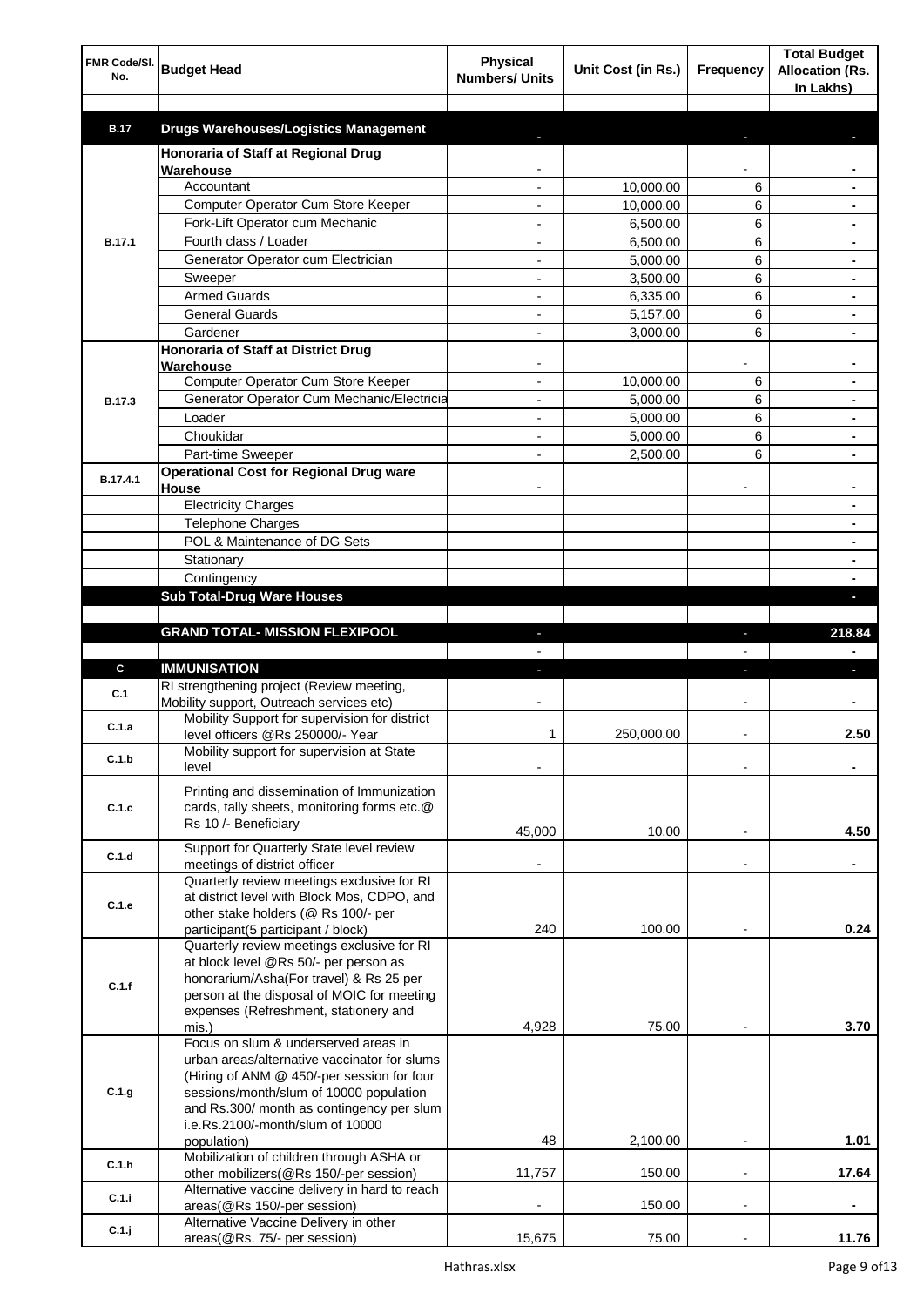| FMR Code/Sl. No. | Budget Head | Physical Numbers/ Units | Unit Cost (in Rs.) | Frequency | Total Budget Allocation (Rs. In Lakhs) |
|---|---|---|---|---|---|
| | | | | | |
| **B.17** | **Drugs Warehouses/Logistics Management** | - | | - | - |
| B.17.1 | **Honoraria of Staff at Regional Drug Warehouse** | - | | - | - |
| | Accountant | - | 10,000.00 | 6 | - |
| | Computer Operator Cum Store Keeper | - | 10,000.00 | 6 | - |
| | Fork-Lift Operator cum Mechanic | - | 6,500.00 | 6 | - |
| | Fourth class / Loader | - | 6,500.00 | 6 | - |
| | Generator Operator cum Electrician | - | 5,000.00 | 6 | - |
| | Sweeper | - | 3,500.00 | 6 | - |
| | Armed Guards | - | 6,335.00 | 6 | - |
| | General Guards | - | 5,157.00 | 6 | - |
| | Gardener | - | 3,000.00 | 6 | - |
| B.17.3 | **Honoraria of Staff at District Drug Warehouse** | - | | - | - |
| | Computer Operator Cum Store Keeper | - | 10,000.00 | 6 | - |
| | Generator Operator Cum Mechanic/Electricia | - | 5,000.00 | 6 | - |
| | Loader | - | 5,000.00 | 6 | - |
| | Choukidar | - | 5,000.00 | 6 | - |
| | Part-time Sweeper | - | 2,500.00 | 6 | - |
| B.17.4.1 | **Operational Cost for Regional Drug ware House** | - | | - | - |
| | Electricity Charges | | | | - |
| | Telephone Charges | | | | - |
| | POL & Maintenance of DG Sets | | | | - |
| | Stationary | | | | - |
| | Contingency | | | | - |
| | **Sub Total-Drug Ware Houses** | | | | - |
| | | | | | |
| | **GRAND TOTAL- MISSION FLEXIPOOL** | - | | - | **218.84** |
| | | - | | - | - |
| **C** | **IMMUNISATION** | - | | - | - |
| C.1 | RI strengthening project (Review meeting, Mobility support, Outreach services etc) | - | | - | - |
| C.1.a | Mobility Support for supervision for district level officers @Rs 250000/- Year | 1 | 250,000.00 | - | **2.50** |
| C.1.b | Mobility support for supervision at State level | - | | - | - |
| C.1.c | Printing and dissemination of Immunization cards, tally sheets, monitoring forms etc.@ Rs 10 /- Beneficiary | 45,000 | 10.00 | - | **4.50** |
| C.1.d | Support for Quarterly State level review meetings of district officer | - | | - | - |
| C.1.e | Quarterly review meetings exclusive for RI at district level with Block Mos, CDPO, and other stake holders (@ Rs 100/- per participant(5 participant / block) | 240 | 100.00 | - | **0.24** |
| C.1.f | Quarterly review meetings exclusive for RI at block level @Rs 50/- per person as honorarium/Asha(For travel) & Rs 25 per person at the disposal of MOIC for meeting expenses (Refreshment, stationery and mis.) | 4,928 | 75.00 | - | **3.70** |
| C.1.g | Focus on slum & underserved areas in urban areas/alternative vaccinator for slums (Hiring of ANM @ 450/-per session for four sessions/month/slum of 10000 population and Rs.300/ month as contingency per slum i.e.Rs.2100/-month/slum of 10000 population) | 48 | 2,100.00 | - | **1.01** |
| C.1.h | Mobilization of children through ASHA or other mobilizers(@Rs 150/-per session) | 11,757 | 150.00 | - | **17.64** |
| C.1.i | Alternative vaccine delivery in hard to reach areas(@Rs 150/-per session) | - | 150.00 | - | - |
| C.1.j | Alternative Vaccine Delivery in other areas(@Rs. 75/- per session) | 15,675 | 75.00 | - | **11.76** |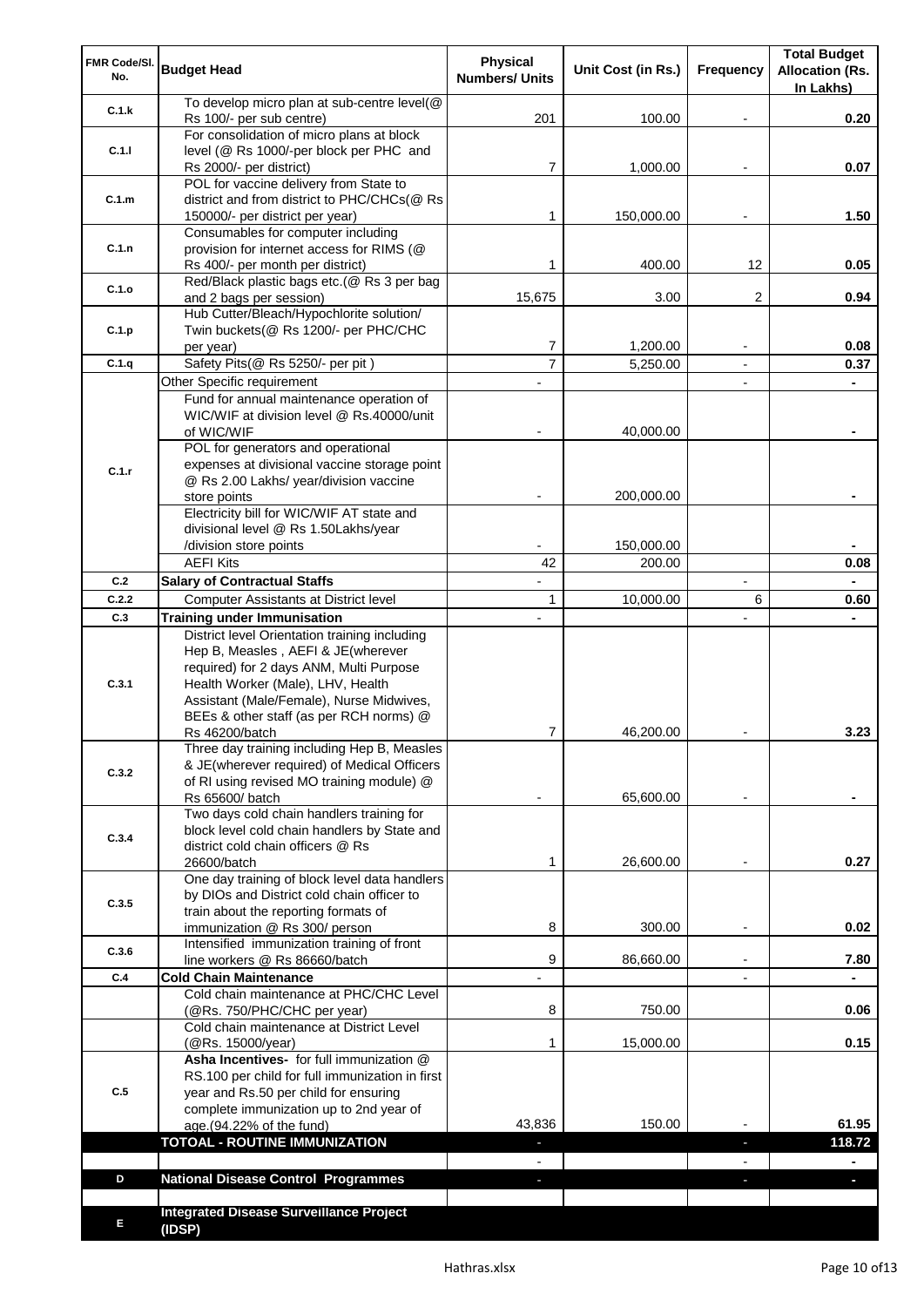| FMR Code/Sl. No. | Budget Head | Physical Numbers/ Units | Unit Cost (in Rs.) | Frequency | Total Budget Allocation (Rs. In Lakhs) |
|---|---|---|---|---|---|
| C.1.k | To develop micro plan at sub-centre level(@ Rs 100/- per sub centre) | 201 | 100.00 | - | 0.20 |
| C.1.l | For consolidation of micro plans at block level (@ Rs 1000/-per block per PHC and Rs 2000/- per district) | 7 | 1,000.00 | - | 0.07 |
| C.1.m | POL for vaccine delivery from State to district and from district to PHC/CHCs(@ Rs 150000/- per district per year) | 1 | 150,000.00 | - | 1.50 |
| C.1.n | Consumables for computer including provision for internet access for RIMS (@ Rs 400/- per month per district) | 1 | 400.00 | 12 | 0.05 |
| C.1.o | Red/Black plastic bags etc.(@ Rs 3 per bag and 2 bags per session) | 15,675 | 3.00 | 2 | 0.94 |
| C.1.p | Hub Cutter/Bleach/Hypochlorite solution/ Twin buckets(@ Rs 1200/- per PHC/CHC per year) | 7 | 1,200.00 | - | 0.08 |
| C.1.q | Safety Pits(@ Rs 5250/- per pit ) | 7 | 5,250.00 | - | 0.37 |
| C.1.r | Other Specific requirement | - | | - | - |
| | Fund for annual maintenance operation of WIC/WIF at division level @ Rs.40000/unit of WIC/WIF | - | 40,000.00 | | - |
| | POL for generators and operational expenses at divisional vaccine storage point @ Rs 2.00 Lakhs/ year/division vaccine store points | - | 200,000.00 | | - |
| | Electricity bill for WIC/WIF AT state and divisional level @ Rs 1.50Lakhs/year /division store points | - | 150,000.00 | | - |
| | AEFI Kits | 42 | 200.00 | | 0.08 |
| C.2 | **Salary of Contractual Staffs** | - | | - | - |
| C.2.2 | Computer Assistants at District level | 1 | 10,000.00 | 6 | 0.60 |
| C.3 | **Training under Immunisation** | - | | - | - |
| C.3.1 | District level Orientation training including Hep B, Measles , AEFI & JE(wherever required) for 2 days ANM, Multi Purpose Health Worker (Male), LHV, Health Assistant (Male/Female), Nurse Midwives, BEEs & other staff (as per RCH norms) @ Rs 46200/batch | 7 | 46,200.00 | - | 3.23 |
| C.3.2 | Three day training including Hep B, Measles & JE(wherever required) of Medical Officers of RI using revised MO training module) @ Rs 65600/ batch | - | 65,600.00 | - | - |
| C.3.4 | Two days cold chain handlers training for block level cold chain handlers by State and district cold chain officers @ Rs 26600/batch | 1 | 26,600.00 | - | 0.27 |
| C.3.5 | One day training of block level data handlers by DIOs and District cold chain officer to train about the reporting formats of immunization @ Rs 300/ person | 8 | 300.00 | - | 0.02 |
| C.3.6 | Intensified immunization training of front line workers @ Rs 86660/batch | 9 | 86,660.00 | - | 7.80 |
| C.4 | **Cold Chain Maintenance** | - | | - | - |
| | Cold chain maintenance at PHC/CHC Level (@Rs. 750/PHC/CHC per year) | 8 | 750.00 | | 0.06 |
| | Cold chain maintenance at District Level (@Rs. 15000/year) | 1 | 15,000.00 | | 0.15 |
| C.5 | **Asha Incentives-** for full immunization @ RS.100 per child for full immunization in first year and Rs.50 per child for ensuring complete immunization up to 2nd year of age.(94.22% of the fund) | 43,836 | 150.00 | - | 61.95 |
| | **TOTOAL - ROUTINE IMMUNIZATION** | - | | - | **118.72** |
| | | - | | - | - |
| D | **National Disease Control Programmes** | - | | - | - |
| | | | | | |
| E | **Integrated Disease Surveillance Project (IDSP)** | | | | |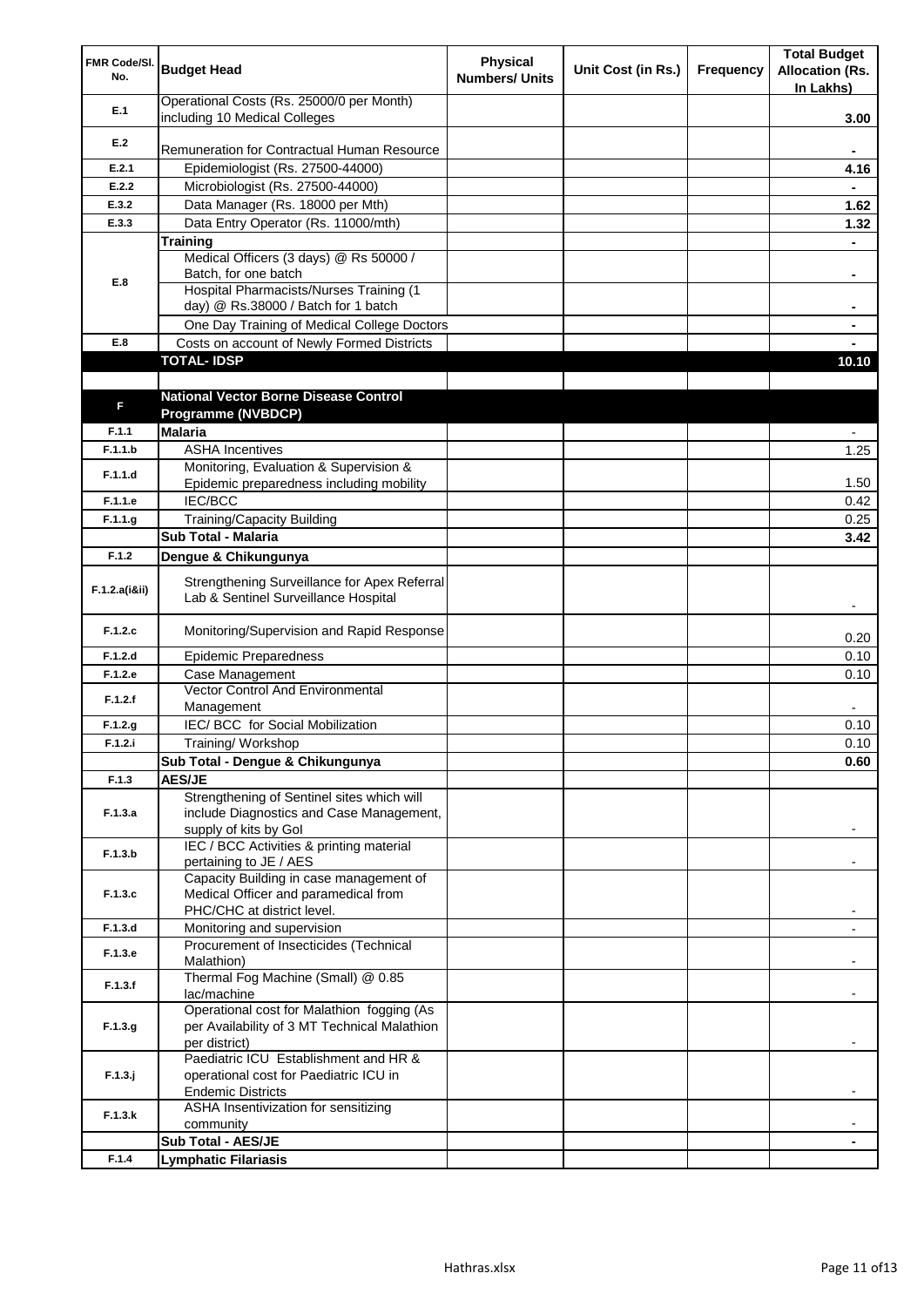| FMR Code/Sl. No. | Budget Head | Physical Numbers/ Units | Unit Cost (in Rs.) | Frequency | Total Budget Allocation (Rs. In Lakhs) |
|---|---|---|---|---|---|
| E.1 | Operational Costs (Rs. 25000/0 per Month) including 10 Medical Colleges | | | | 3.00 |
| E.2 | Remuneration for Contractual Human Resource | | | | - |
| E.2.1 | Epidemiologist (Rs. 27500-44000) | | | | 4.16 |
| E.2.2 | Microbiologist (Rs. 27500-44000) | | | | - |
| E.3.2 | Data Manager (Rs. 18000 per Mth) | | | | 1.62 |
| E.3.3 | Data Entry Operator (Rs. 11000/mth) | | | | 1.32 |
| E.8 | **Training** | | | | - |
| | Medical Officers (3 days) @ Rs 50000 / Batch, for one batch | | | | - |
| | Hospital Pharmacists/Nurses Training (1 day) @ Rs.38000 / Batch for 1 batch | | | | - |
| | One Day Training of Medical College Doctors | | | | - |
| E.8 | Costs on account of Newly Formed Districts | | | | - |
| | **TOTAL- IDSP** | | | | **10.10** |
| | | | | | |
| F | **National Vector Borne Disease Control Programme (NVBDCP)** | | | | |
| F.1.1 | **Malaria** | | | | - |
| F.1.1.b | ASHA Incentives | | | | 1.25 |
| F.1.1.d | Monitoring, Evaluation & Supervision & Epidemic preparedness including mobility | | | | 1.50 |
| F.1.1.e | IEC/BCC | | | | 0.42 |
| F.1.1.g | Training/Capacity Building | | | | 0.25 |
| | **Sub Total - Malaria** | | | | **3.42** |
| F.1.2 | **Dengue & Chikungunya** | | | | |
| F.1.2.a(i&ii) | Strengthening Surveillance for Apex Referral Lab & Sentinel Surveillance Hospital | | | | - |
| F.1.2.c | Monitoring/Supervision and Rapid Response | | | | 0.20 |
| F.1.2.d | Epidemic Preparedness | | | | 0.10 |
| F.1.2.e | Case Management | | | | 0.10 |
| F.1.2.f | Vector Control And Environmental Management | | | | - |
| F.1.2.g | IEC/ BCC for Social Mobilization | | | | 0.10 |
| F.1.2.i | Training/ Workshop | | | | 0.10 |
| | **Sub Total - Dengue & Chikungunya** | | | | **0.60** |
| F.1.3 | **AES/JE** | | | | |
| F.1.3.a | Strengthening of Sentinel sites which will include Diagnostics and Case Management, supply of kits by GoI | | | | - |
| F.1.3.b | IEC / BCC Activities & printing material pertaining to JE / AES | | | | - |
| F.1.3.c | Capacity Building in case management of Medical Officer and paramedical from PHC/CHC at district level. | | | | - |
| F.1.3.d | Monitoring and supervision | | | | - |
| F.1.3.e | Procurement of Insecticides (Technical Malathion) | | | | - |
| F.1.3.f | Thermal Fog Machine (Small) @ 0.85 lac/machine | | | | - |
| F.1.3.g | Operational cost for Malathion fogging (As per Availability of 3 MT Technical Malathion per district) | | | | - |
| F.1.3.j | Paediatric ICU Establishment and HR & operational cost for Paediatric ICU in Endemic Districts | | | | - |
| F.1.3.k | ASHA Insentivization for sensitizing community | | | | - |
| | **Sub Total - AES/JE** | | | | - |
| F.1.4 | **Lymphatic Filariasis** | | | | |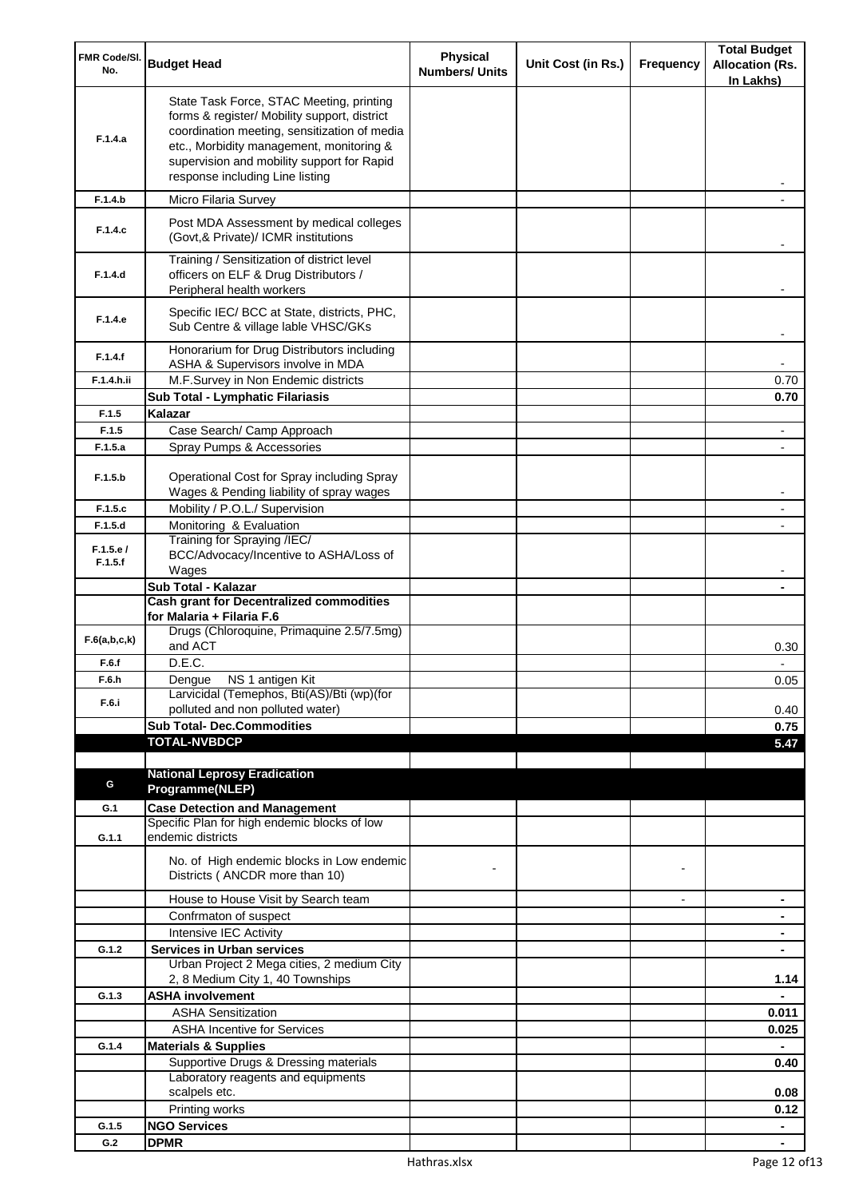| FMR Code/Sl. No. | Budget Head | Physical Numbers/ Units | Unit Cost (in Rs.) | Frequency | Total Budget Allocation (Rs. In Lakhs) |
|---|---|---|---|---|---|
| F.1.4.a | State Task Force, STAC Meeting, printing forms & register/ Mobility support, district coordination meeting, sensitization of media etc., Morbidity management, monitoring & supervision and mobility support for Rapid response including Line listing | | | | - |
| F.1.4.b | Micro Filaria Survey | | | | - |
| F.1.4.c | Post MDA Assessment by medical colleges (Govt,& Private)/ ICMR institutions | | | | - |
| F.1.4.d | Training / Sensitization of district level officers on ELF & Drug Distributors / Peripheral health workers | | | | - |
| F.1.4.e | Specific IEC/ BCC at State, districts, PHC, Sub Centre & village lable VHSC/GKs | | | | - |
| F.1.4.f | Honorarium for Drug Distributors including ASHA & Supervisors involve in MDA | | | | - |
| F.1.4.h.ii | M.F.Survey in Non Endemic districts | | | | 0.70 |
| | **Sub Total - Lymphatic Filariasis** | | | | **0.70** |
| F.1.5 | **Kalazar** | | | | |
| F.1.5 | Case Search/ Camp Approach | | | | - |
| F.1.5.a | Spray Pumps & Accessories | | | | - |
| F.1.5.b | Operational Cost for Spray including Spray Wages & Pending liability of spray wages | | | | - |
| F.1.5.c | Mobility / P.O.L./ Supervision | | | | - |
| F.1.5.d | Monitoring & Evaluation | | | | - |
| F.1.5.e / F.1.5.f | Training for Spraying /IEC/ BCC/Advocacy/Incentive to ASHA/Loss of Wages | | | | - |
| | **Sub Total - Kalazar** | | | | **-** |
| | **Cash grant for Decentralized commodities for Malaria + Filaria F.6** | | | | |
| F.6(a,b,c,k) | Drugs (Chloroquine, Primaquine 2.5/7.5mg) and ACT | | | | 0.30 |
| F.6.f | D.E.C. | | | | - |
| F.6.h | Dengue NS 1 antigen Kit | | | | 0.05 |
| F.6.i | Larvicidal (Temephos, Bti(AS)/Bti (wp)(for polluted and non polluted water) | | | | 0.40 |
| | **Sub Total- Dec.Commodities** | | | | **0.75** |
| | **TOTAL-NVBDCP** | | | | **5.47** |
| | | | | | |
| G | **National Leprosy Eradication Programme(NLEP)** | | | | |
| G.1 | **Case Detection and Management** | | | | |
| G.1.1 | Specific Plan for high endemic blocks of low endemic districts | | | | |
| | No. of High endemic blocks in Low endemic Districts ( ANCDR more than 10) | - | | - | |
| | House to House Visit by Search team | | | - | **-** |
| | Confrmaton of suspect | | | | **-** |
| | Intensive IEC Activity | | | | **-** |
| G.1.2 | **Services in Urban services** | | | | **-** |
| | Urban Project 2 Mega cities, 2 medium City 2, 8 Medium City 1, 40 Townships | | | | **1.14** |
| G.1.3 | **ASHA involvement** | | | | **-** |
| | ASHA Sensitization | | | | **0.011** |
| | ASHA Incentive for Services | | | | **0.025** |
| G.1.4 | **Materials & Supplies** | | | | **-** |
| | Supportive Drugs & Dressing materials | | | | **0.40** |
| | Laboratory reagents and equipments scalpels etc. | | | | **0.08** |
| | Printing works | | | | **0.12** |
| G.1.5 | **NGO Services** | | | | **-** |
| G.2 | **DPMR** | | | | **-** |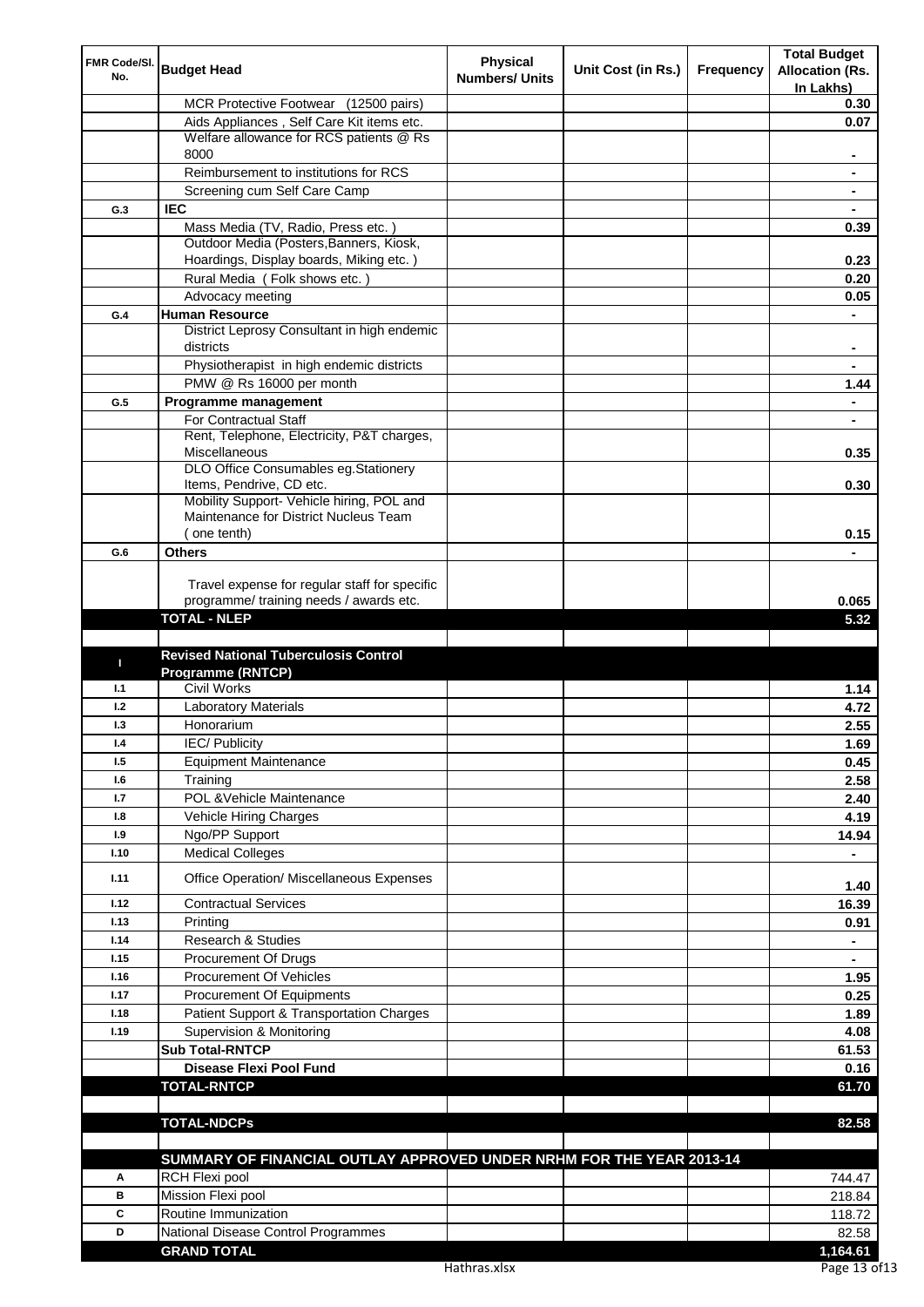| FMR Code/Sl. No. | Budget Head | Physical Numbers/ Units | Unit Cost (in Rs.) | Frequency | Total Budget Allocation (Rs. In Lakhs) |
|---|---|---|---|---|---|
| | MCR Protective Footwear (12500 pairs) | | | | 0.30 |
| | Aids Appliances , Self Care Kit items etc. | | | | 0.07 |
| | Welfare allowance for RCS patients @ Rs 8000 | | | | - |
| | Reimbursement to institutions for RCS | | | | - |
| | Screening cum Self Care Camp | | | | - |
| G.3 | **IEC** | | | | - |
| | Mass Media (TV, Radio, Press etc. ) | | | | 0.39 |
| | Outdoor Media (Posters,Banners, Kiosk, Hoardings, Display boards, Miking etc. ) | | | | 0.23 |
| | Rural Media ( Folk shows etc. ) | | | | 0.20 |
| | Advocacy meeting | | | | 0.05 |
| G.4 | **Human Resource** | | | | - |
| | District Leprosy Consultant in high endemic districts | | | | - |
| | Physiotherapist in high endemic districts | | | | - |
| | PMW @ Rs 16000 per month | | | | 1.44 |
| G.5 | **Programme management** | | | | - |
| | For Contractual Staff | | | | - |
| | Rent, Telephone, Electricity, P&T charges, Miscellaneous | | | | 0.35 |
| | DLO Office Consumables eg.Stationery Items, Pendrive, CD etc. | | | | 0.30 |
| | Mobility Support- Vehicle hiring, POL and Maintenance for District Nucleus Team ( one tenth) | | | | 0.15 |
| G.6 | **Others** | | | | - |
| | Travel expense for regular staff for specific programme/ training needs / awards etc. | | | | 0.065 |
| | **TOTAL - NLEP** | | | | **5.32** |
| | | | | | |
| I | **Revised National Tuberculosis Control Programme (RNTCP)** | | | | |
| I.1 | Civil Works | | | | 1.14 |
| I.2 | Laboratory Materials | | | | 4.72 |
| I.3 | Honorarium | | | | 2.55 |
| I.4 | IEC/ Publicity | | | | 1.69 |
| I.5 | Equipment Maintenance | | | | 0.45 |
| I.6 | Training | | | | 2.58 |
| I.7 | POL &Vehicle Maintenance | | | | 2.40 |
| I.8 | Vehicle Hiring Charges | | | | 4.19 |
| I.9 | Ngo/PP Support | | | | 14.94 |
| I.10 | Medical Colleges | | | | - |
| I.11 | Office Operation/ Miscellaneous Expenses | | | | 1.40 |
| I.12 | Contractual Services | | | | 16.39 |
| I.13 | Printing | | | | 0.91 |
| I.14 | Research & Studies | | | | - |
| I.15 | Procurement Of Drugs | | | | - |
| I.16 | Procurement Of Vehicles | | | | 1.95 |
| I.17 | Procurement Of Equipments | | | | 0.25 |
| I.18 | Patient Support & Transportation Charges | | | | 1.89 |
| I.19 | Supervision & Monitoring | | | | 4.08 |
| | **Sub Total-RNTCP** | | | | **61.53** |
| | **Disease Flexi Pool Fund** | | | | **0.16** |
| | **TOTAL-RNTCP** | | | | **61.70** |
| | | | | | |
| | **TOTAL-NDCPs** | | | | **82.58** |
| | | | | | |
| | **SUMMARY OF FINANCIAL OUTLAY APPROVED UNDER NRHM FOR THE YEAR 2013-14** | | | | |
| A | RCH Flexi pool | | | | 744.47 |
| B | Mission Flexi pool | | | | 218.84 |
| C | Routine Immunization | | | | 118.72 |
| D | National Disease Control Programmes | | | | 82.58 |
| | **GRAND TOTAL** | | | | **1,164.61** |

Hathras.xlsx